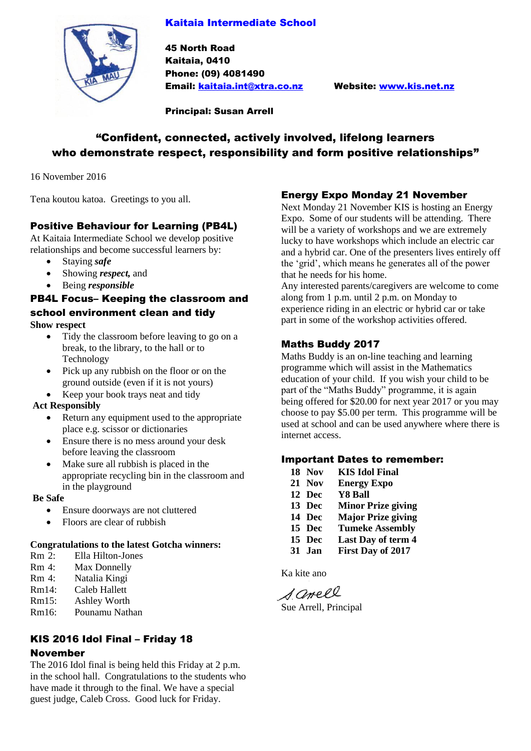# Kaitaia Intermediate School

**45 North Road**
**Kaitaia, 0410**
**Phone: (09) 4081490**
**Email: kaitaia.int@xtra.co.nz** **Website: www.kis.net.nz**

**Principal: Susan Arrell**

**"Confident, connected, actively involved, lifelong learners who demonstrate respect, responsibility and form positive relationships"**

16 November 2016

Tena koutou katoa. Greetings to you all.

## Positive Behaviour for Learning (PB4L)

At Kaitaia Intermediate School we develop positive relationships and become successful learners by:

- Staying ***safe***
- Showing ***respect,*** and
- Being ***responsible***

## PB4L Focus– Keeping the classroom and school environment clean and tidy

**Show respect**

- Tidy the classroom before leaving to go on a break, to the library, to the hall or to Technology
- Pick up any rubbish on the floor or on the ground outside (even if it is not yours)
- Keep your book trays neat and tidy

**Act Responsibly**

- Return any equipment used to the appropriate place e.g. scissor or dictionaries
- Ensure there is no mess around your desk before leaving the classroom
- Make sure all rubbish is placed in the appropriate recycling bin in the classroom and in the playground

**Be Safe**

- Ensure doorways are not cluttered
- Floors are clear of rubbish

**Congratulations to the latest Gotcha winners:**

Rm 2: Ella Hilton-Jones
Rm 4: Max Donnelly
Rm 4: Natalia Kingi
Rm14: Caleb Hallett
Rm15: Ashley Worth
Rm16: Pounamu Nathan

## KIS 2016 Idol Final – Friday 18 November

The 2016 Idol final is being held this Friday at 2 p.m. in the school hall. Congratulations to the students who have made it through to the final. We have a special guest judge, Caleb Cross. Good luck for Friday.

## Energy Expo Monday 21 November

Next Monday 21 November KIS is hosting an Energy Expo. Some of our students will be attending. There will be a variety of workshops and we are extremely lucky to have workshops which include an electric car and a hybrid car. One of the presenters lives entirely off the 'grid', which means he generates all of the power that he needs for his home.

Any interested parents/caregivers are welcome to come along from 1 p.m. until 2 p.m. on Monday to experience riding in an electric or hybrid car or take part in some of the workshop activities offered.

## Maths Buddy 2017

Maths Buddy is an on-line teaching and learning programme which will assist in the Mathematics education of your child. If you wish your child to be part of the "Maths Buddy" programme, it is again being offered for $20.00 for next year 2017 or you may choose to pay $5.00 per term. This programme will be used at school and can be used anywhere where there is internet access.

## Important Dates to remember:

| | |
|---|---|
| **18 Nov** | **KIS Idol Final** |
| **21 Nov** | **Energy Expo** |
| **12 Dec** | **Y8 Ball** |
| **13 Dec** | **Minor Prize giving** |
| **14 Dec** | **Major Prize giving** |
| **15 Dec** | **Tumeke Assembly** |
| **15 Dec** | **Last Day of term 4** |
| **31 Jan** | **First Day of 2017** |

Ka kite ano

S. Arrell

Sue Arrell, Principal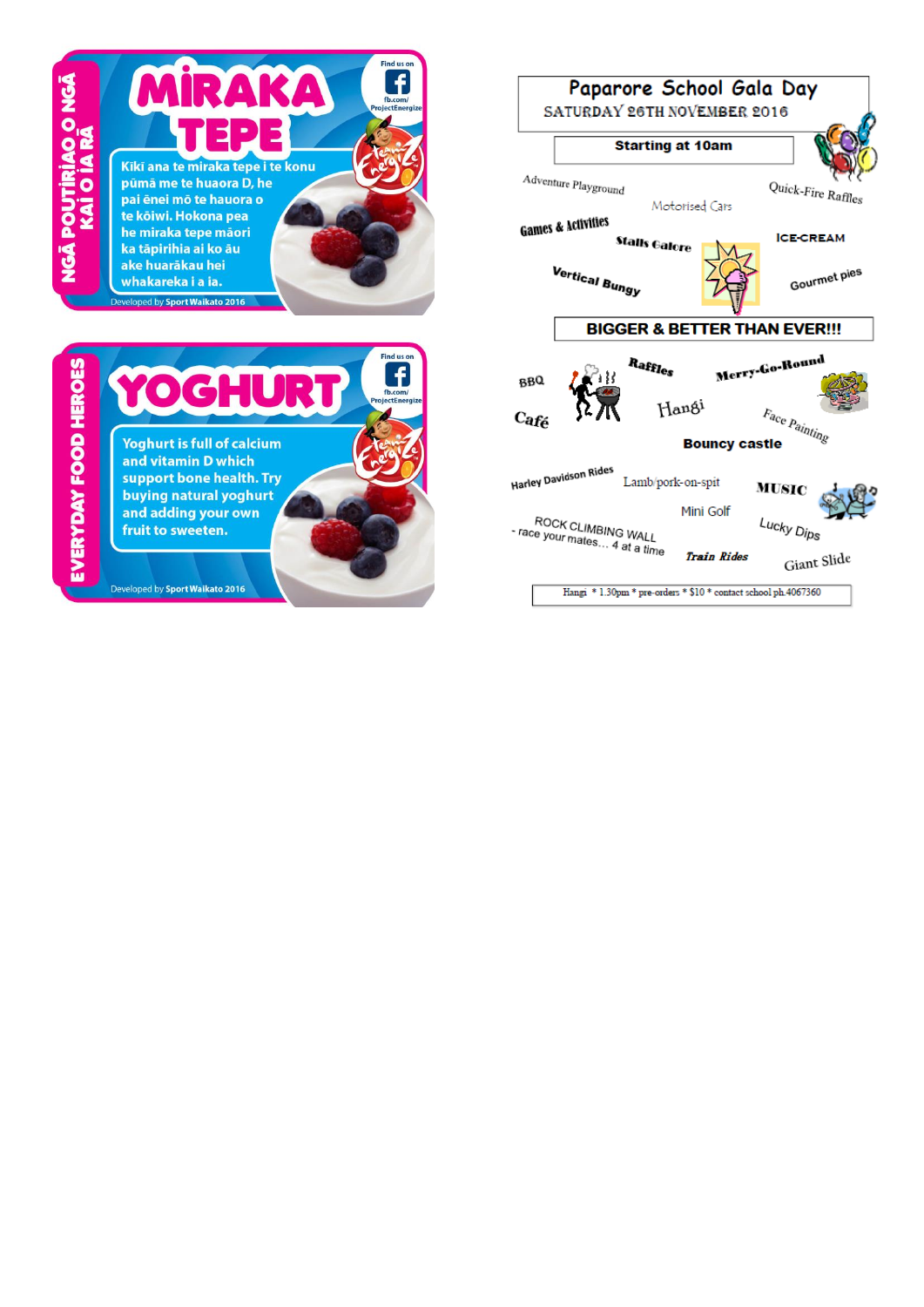NGĀ POUTĪRIAO O NGĀ KAI O IA RĀ

# MĪRAKA TEPE

Find us on fb.com/ProjectEnergize

Kikī ana te miraka tepe i te konu pūmā me te huaora D, he pai ēnei mō te hauora o te kōiwi. Hokona pea he miraka tepe māori ka tāpirihia ai ko āu ake huarākau hei whakareka i a ia.

Developed by Sport Waikato 2016

EVERYDAY FOOD HEROES

# YOGHURT

Find us on fb.com/ProjectEnergize

Yoghurt is full of calcium and vitamin D which support bone health. Try buying natural yoghurt and adding your own fruit to sweeten.

Developed by Sport Waikato 2016

# Paparore School Gala Day

SATURDAY 26TH NOVEMBER 2016

**Starting at 10am**

Adventure Playground

Motorised Cars

Quick-Fire Raffles

Games & Activities

Stalls Galore

ICE-CREAM

Vertical Bungy

Gourmet pies

**BIGGER & BETTER THAN EVER!!!**

BBQ

Raffles

Merry-Go-Round

Café

Hangi

Face Painting

**Bouncy castle**

Harley Davidson Rides

Lamb/pork-on-spit

MUSIC

Mini Golf

ROCK CLIMBING WALL - race your mates… 4 at a time

Lucky Dips

Train Rides

Giant Slide

Hangi * 1.30pm * pre-orders * $10 * contact school ph 4067360